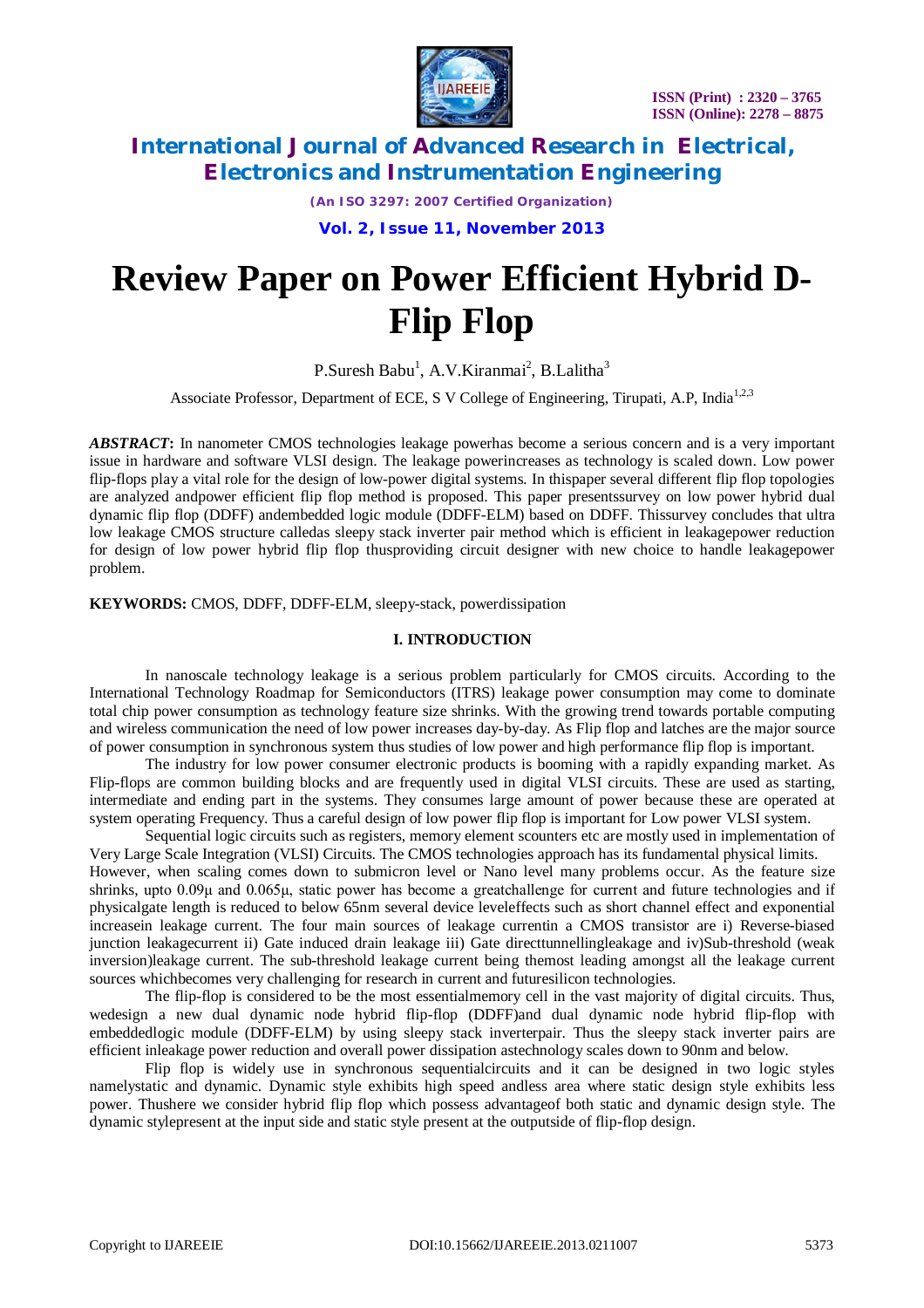# Review Paper on Power Efficient Hybrid D-Flip Flop

P.Suresh Babu[1], A.V.Kiranmai[2], B.Lalitha[3]

Associate Professor, Department of ECE, S V College of Engineering, Tirupati, A.P, India[1,2,3]

***ABSTRACT*:** In nanometer CMOS technologies leakage powerhas become a serious concern and is a very important issue in hardware and software VLSI design. The leakage powerincreases as technology is scaled down. Low power flip-flops play a vital role for the design of low-power digital systems. In thispaper several different flip flop topologies are analyzed andpower efficient flip flop method is proposed. This paper presentssurvey on low power hybrid dual dynamic flip flop (DDFF) andembedded logic module (DDFF-ELM) based on DDFF. Thissurvey concludes that ultra low leakage CMOS structure calledas sleepy stack inverter pair method which is efficient in leakagepower reduction for design of low power hybrid flip flop thusproviding circuit designer with new choice to handle leakagepower problem.

**KEYWORDS:** CMOS, DDFF, DDFF-ELM, sleepy-stack, powerdissipation

## I. INTRODUCTION

In nanoscale technology leakage is a serious problem particularly for CMOS circuits. According to the International Technology Roadmap for Semiconductors (ITRS) leakage power consumption may come to dominate total chip power consumption as technology feature size shrinks. With the growing trend towards portable computing and wireless communication the need of low power increases day-by-day. As Flip flop and latches are the major source of power consumption in synchronous system thus studies of low power and high performance flip flop is important.

The industry for low power consumer electronic products is booming with a rapidly expanding market. As Flip-flops are common building blocks and are frequently used in digital VLSI circuits. These are used as starting, intermediate and ending part in the systems. They consumes large amount of power because these are operated at system operating Frequency. Thus a careful design of low power flip flop is important for Low power VLSI system.

Sequential logic circuits such as registers, memory element scounters etc are mostly used in implementation of Very Large Scale Integration (VLSI) Circuits. The CMOS technologies approach has its fundamental physical limits. However, when scaling comes down to submicron level or Nano level many problems occur. As the feature size shrinks, upto 0.09µ and 0.065µ, static power has become a greatchallenge for current and future technologies and if physicalgate length is reduced to below 65nm several device leveleffects such as short channel effect and exponential increasein leakage current. The four main sources of leakage currentin a CMOS transistor are i) Reverse-biased junction leakagecurrent ii) Gate induced drain leakage iii) Gate directtunnellingleakage and iv)Sub-threshold (weak inversion)leakage current. The sub-threshold leakage current being themost leading amongst all the leakage current sources whichbecomes very challenging for research in current and futuresilicon technologies.

The flip-flop is considered to be the most essentialmemory cell in the vast majority of digital circuits. Thus, wedesign a new dual dynamic node hybrid flip-flop (DDFF)and dual dynamic node hybrid flip-flop with embeddedlogic module (DDFF-ELM) by using sleepy stack inverterpair. Thus the sleepy stack inverter pairs are efficient inleakage power reduction and overall power dissipation astechnology scales down to 90nm and below.

Flip flop is widely use in synchronous sequentialcircuits and it can be designed in two logic styles namelystatic and dynamic. Dynamic style exhibits high speed andless area where static design style exhibits less power. Thushere we consider hybrid flip flop which possess advantageof both static and dynamic design style. The dynamic stylepresent at the input side and static style present at the outputside of flip-flop design.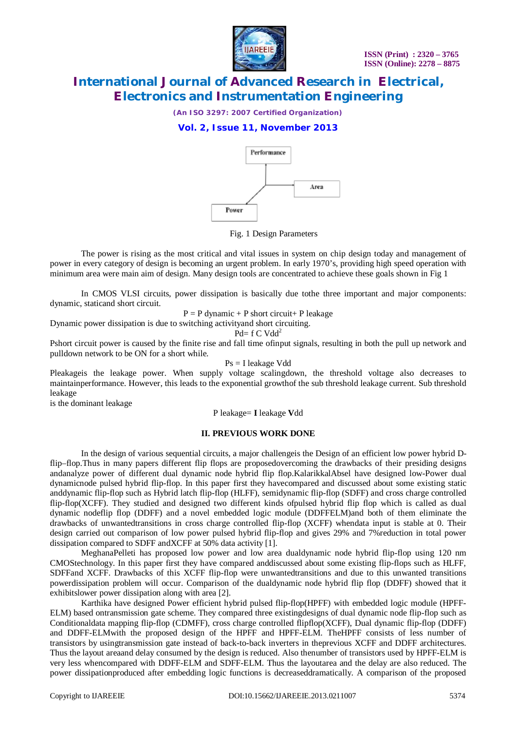Performance

Area

Power

Fig. 1 Design Parameters

The power is rising as the most critical and vital issues in system on chip design today and management of power in every category of design is becoming an urgent problem. In early 1970's, providing high speed operation with minimum area were main aim of design. Many design tools are concentrated to achieve these goals shown in Fig 1

In CMOS VLSI circuits, power dissipation is basically due tothe three important and major components: dynamic, staticand short circuit.

$$P = P \text{ dynamic} + P \text{ short circuit} + P \text{ leakage}$$

Dynamic power dissipation is due to switching activityand short circuiting.

$$Pd = f\, C\, Vdd^2$$

Pshort circuit power is caused by the finite rise and fall time ofinput signals, resulting in both the pull up network and pulldown network to be ON for a short while.

$$Ps = I \text{ leakage } Vdd$$

Pleakageis the leakage power. When supply voltage scalingdown, the threshold voltage also decreases to maintainperformance. However, this leads to the exponential growthof the sub threshold leakage current. Sub threshold leakage
is the dominant leakage

$$P \text{ leakage} = \mathbf{I} \text{ leakage } \mathbf{V}dd$$

## II. PREVIOUS WORK DONE

In the design of various sequential circuits, a major challengeis the Design of an efficient low power hybrid D-flip–flop.Thus in many papers different flip flops are proposedovercoming the drawbacks of their presiding designs andanalyze power of different dual dynamic node hybrid flip flop.KalarikkalAbsel have designed low-Power dual dynamicnode pulsed hybrid flip-flop. In this paper first they havecompared and discussed about some existing static anddynamic flip-flop such as Hybrid latch flip-flop (HLFF), semidynamic flip-flop (SDFF) and cross charge controlled flip-flop(XCFF). They studied and designed two different kinds ofpulsed hybrid flip flop which is called as dual dynamic nodeflip flop (DDFF) and a novel embedded logic module (DDFFELM)and both of them eliminate the drawbacks of unwantedtransitions in cross charge controlled flip-flop (XCFF) whendata input is stable at 0. Their design carried out comparison of low power pulsed hybrid flip-flop and gives 29% and 7%reduction in total power dissipation compared to SDFF andXCFF at 50% data activity [1].

MeghanaPelleti has proposed low power and low area dualdynamic node hybrid flip-flop using 120 nm CMOStechnology. In this paper first they have compared anddiscussed about some existing flip-flops such as HLFF, SDFFand XCFF. Drawbacks of this XCFF flip-flop were unwantedtransitions and due to this unwanted transitions powerdissipation problem will occur. Comparison of the dualdynamic node hybrid flip flop (DDFF) showed that it exhibitslower power dissipation along with area [2].

Karthika have designed Power efficient hybrid pulsed flip-flop(HPFF) with embedded logic module (HPFF-ELM) based ontransmission gate scheme. They compared three existingdesigns of dual dynamic node flip-flop such as Conditionaldata mapping flip-flop (CDMFF), cross charge controlled flipflop(XCFF), Dual dynamic flip-flop (DDFF) and DDFF-ELMwith the proposed design of the HPFF and HPFF-ELM. TheHPFF consists of less number of transistors by usingtransmission gate instead of back-to-back inverters in theprevious XCFF and DDFF architectures. Thus the layout areaand delay consumed by the design is reduced. Also thenumber of transistors used by HPFF-ELM is very less whencompared with DDFF-ELM and SDFF-ELM. Thus the layoutarea and the delay are also reduced. The power dissipationproduced after embedding logic functions is decreaseddramatically. A comparison of the proposed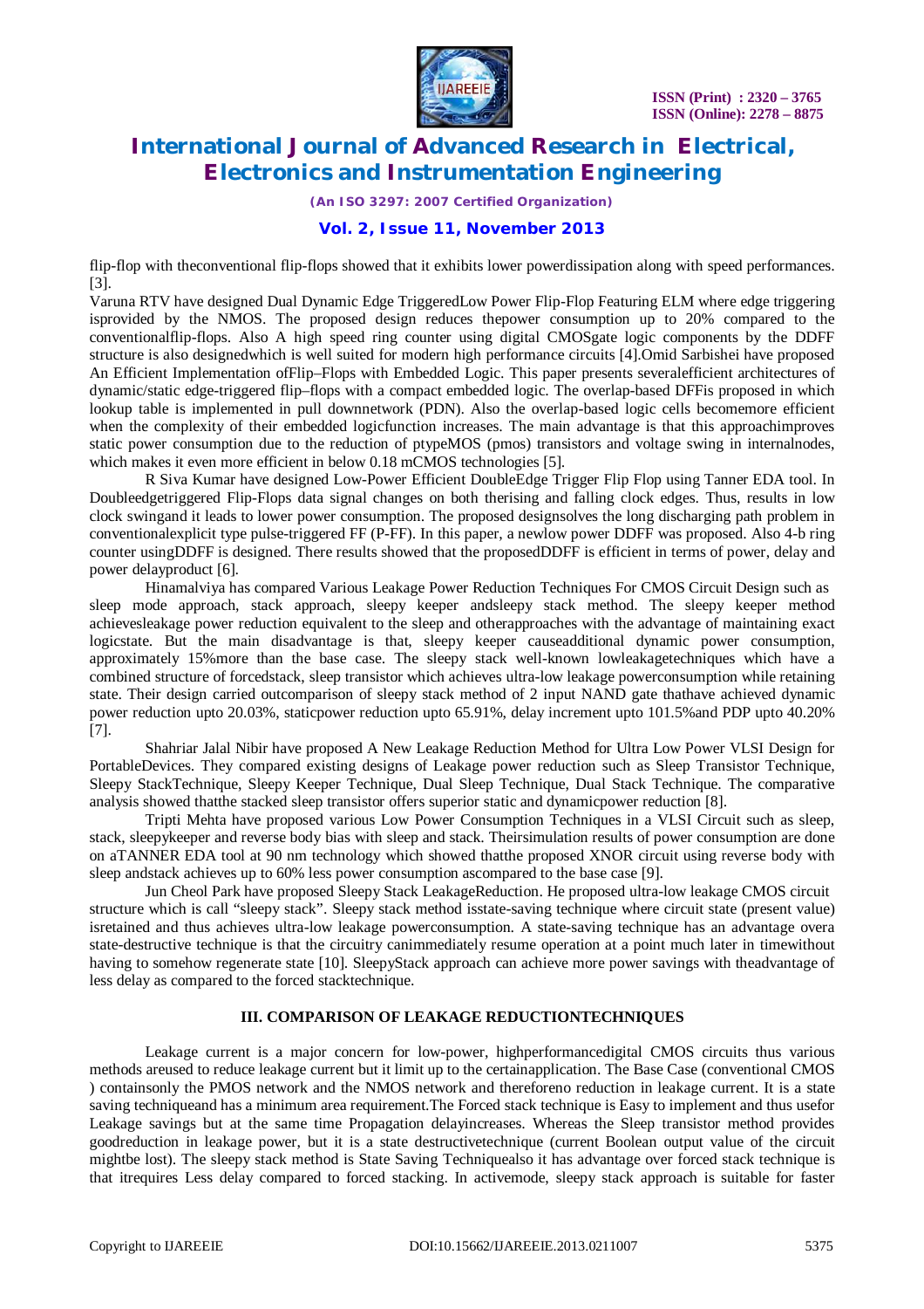flip-flop with theconventional flip-flops showed that it exhibits lower powerdissipation along with speed performances. [3].

Varuna RTV have designed Dual Dynamic Edge TriggeredLow Power Flip-Flop Featuring ELM where edge triggering isprovided by the NMOS. The proposed design reduces thepower consumption up to 20% compared to the conventionalflip-flops. Also A high speed ring counter using digital CMOSgate logic components by the DDFF structure is also designedwhich is well suited for modern high performance circuits [4].Omid Sarbishei have proposed An Efficient Implementation ofFlip–Flops with Embedded Logic. This paper presents severalefficient architectures of dynamic/static edge-triggered flip–flops with a compact embedded logic. The overlap-based DFFis proposed in which lookup table is implemented in pull downnetwork (PDN). Also the overlap-based logic cells becomemore efficient when the complexity of their embedded logicfunction increases. The main advantage is that this approachimproves static power consumption due to the reduction of ptypeMOS (pmos) transistors and voltage swing in internalnodes, which makes it even more efficient in below 0.18 mCMOS technologies [5].

R Siva Kumar have designed Low-Power Efficient DoubleEdge Trigger Flip Flop using Tanner EDA tool. In Doubleedgetriggered Flip-Flops data signal changes on both therising and falling clock edges. Thus, results in low clock swingand it leads to lower power consumption. The proposed designsolves the long discharging path problem in conventionalexplicit type pulse-triggered FF (P-FF). In this paper, a newlow power DDFF was proposed. Also 4-b ring counter usingDDFF is designed. There results showed that the proposedDDFF is efficient in terms of power, delay and power delayproduct [6].

Hinamalviya has compared Various Leakage Power Reduction Techniques For CMOS Circuit Design such as sleep mode approach, stack approach, sleepy keeper andsleepy stack method. The sleepy keeper method achievesleakage power reduction equivalent to the sleep and otherapproaches with the advantage of maintaining exact logicstate. But the main disadvantage is that, sleepy keeper causeadditional dynamic power consumption, approximately 15%more than the base case. The sleepy stack well-known lowleakagetechniques which have a combined structure of forcedstack, sleep transistor which achieves ultra-low leakage powerconsumption while retaining state. Their design carried outcomparison of sleepy stack method of 2 input NAND gate thathave achieved dynamic power reduction upto 20.03%, staticpower reduction upto 65.91%, delay increment upto 101.5%and PDP upto 40.20% [7].

Shahriar Jalal Nibir have proposed A New Leakage Reduction Method for Ultra Low Power VLSI Design for PortableDevices. They compared existing designs of Leakage power reduction such as Sleep Transistor Technique, Sleepy StackTechnique, Sleepy Keeper Technique, Dual Sleep Technique, Dual Stack Technique. The comparative analysis showed thatthe stacked sleep transistor offers superior static and dynamicpower reduction [8].

Tripti Mehta have proposed various Low Power Consumption Techniques in a VLSI Circuit such as sleep, stack, sleepykeeper and reverse body bias with sleep and stack. Theirsimulation results of power consumption are done on aTANNER EDA tool at 90 nm technology which showed thatthe proposed XNOR circuit using reverse body with sleep andstack achieves up to 60% less power consumption ascompared to the base case [9].

Jun Cheol Park have proposed Sleepy Stack LeakageReduction. He proposed ultra-low leakage CMOS circuit structure which is call "sleepy stack". Sleepy stack method isstate-saving technique where circuit state (present value) isretained and thus achieves ultra-low leakage powerconsumption. A state-saving technique has an advantage overa state-destructive technique is that the circuitry canimmediately resume operation at a point much later in timewithout having to somehow regenerate state [10]. SleepyStack approach can achieve more power savings with theadvantage of less delay as compared to the forced stacktechnique.

## III. COMPARISON OF LEAKAGE REDUCTIONTECHNIQUES

Leakage current is a major concern for low-power, highperformancedigital CMOS circuits thus various methods areused to reduce leakage current but it limit up to the certainapplication. The Base Case (conventional CMOS ) containsonly the PMOS network and the NMOS network and thereforeno reduction in leakage current. It is a state saving techniqueand has a minimum area requirement.The Forced stack technique is Easy to implement and thus usefor Leakage savings but at the same time Propagation delayincreases. Whereas the Sleep transistor method provides goodreduction in leakage power, but it is a state destructivetechnique (current Boolean output value of the circuit mightbe lost). The sleepy stack method is State Saving Techniquealso it has advantage over forced stack technique is that itrequires Less delay compared to forced stacking. In activemode, sleepy stack approach is suitable for faster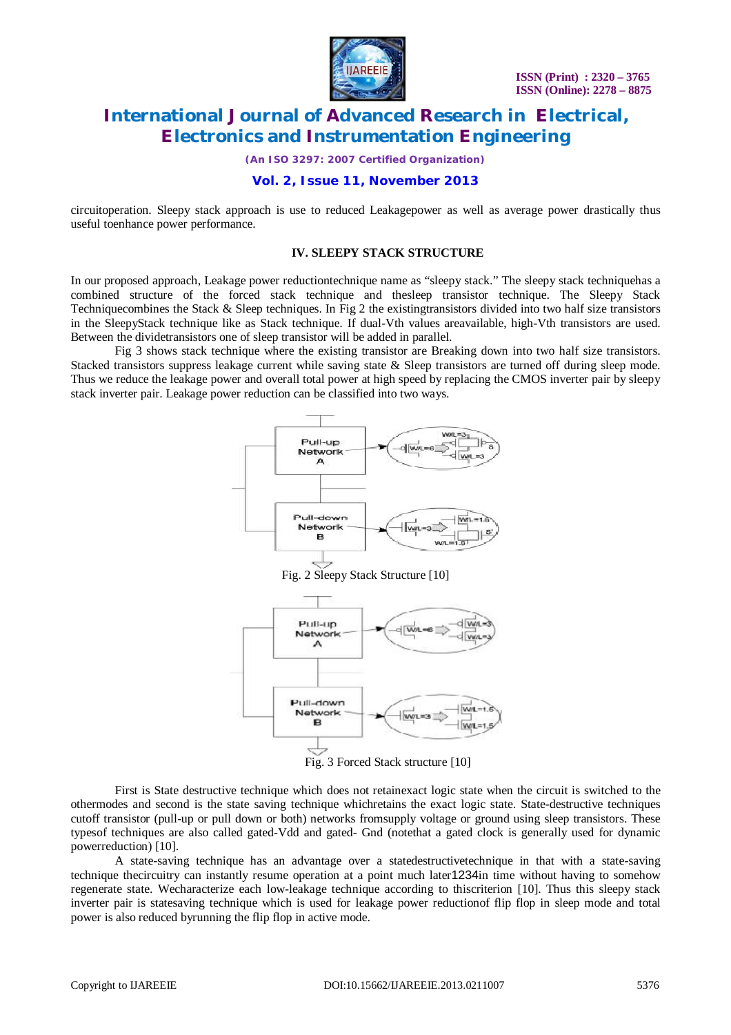circuitoperation. Sleepy stack approach is use to reduced Leakagepower as well as average power drastically thus useful toenhance power performance.

### IV. SLEEPY STACK STRUCTURE

In our proposed approach, Leakage power reductiontechnique name as "sleepy stack." The sleepy stack techniquehas a combined structure of the forced stack technique and thesleep transistor technique. The Sleepy Stack Techniquecombines the Stack & Sleep techniques. In Fig 2 the existingtransistors divided into two half size transistors in the SleepyStack technique like as Stack technique. If dual-Vth values areavailable, high-Vth transistors are used. Between the dividetransistors one of sleep transistor will be added in parallel.

Fig 3 shows stack technique where the existing transistor are Breaking down into two half size transistors. Stacked transistors suppress leakage current while saving state & Sleep transistors are turned off during sleep mode. Thus we reduce the leakage power and overall total power at high speed by replacing the CMOS inverter pair by sleepy stack inverter pair. Leakage power reduction can be classified into two ways.

Fig. 2 Sleepy Stack Structure [10]

Fig. 3 Forced Stack structure [10]

First is State destructive technique which does not retainexact logic state when the circuit is switched to the othermodes and second is the state saving technique whichretains the exact logic state. State-destructive techniques cutoff transistor (pull-up or pull down or both) networks fromsupply voltage or ground using sleep transistors. These typesof techniques are also called gated-Vdd and gated- Gnd (notethat a gated clock is generally used for dynamic powerreduction) [10].

A state-saving technique has an advantage over a statedestructivetechnique in that with a state-saving technique thecircuitry can instantly resume operation at a point much later1234in time without having to somehow regenerate state. Wecharacterize each low-leakage technique according to thiscriterion [10]. Thus this sleepy stack inverter pair is statesaving technique which is used for leakage power reductionof flip flop in sleep mode and total power is also reduced byrunning the flip flop in active mode.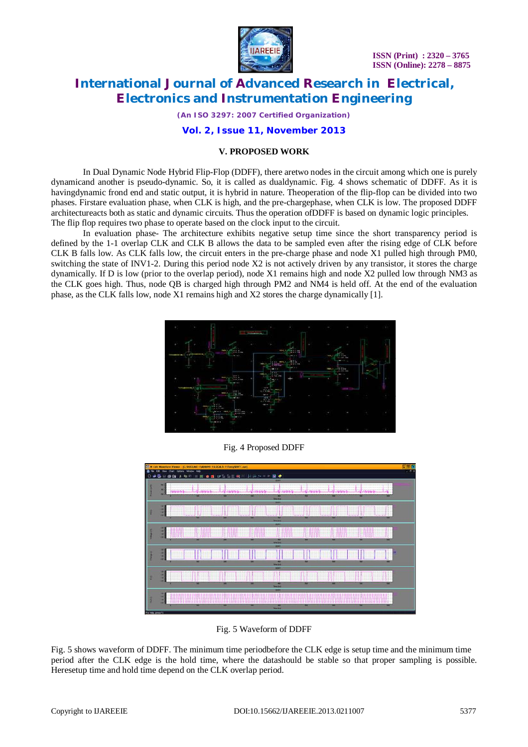### V. PROPOSED WORK

In Dual Dynamic Node Hybrid Flip-Flop (DDFF), there aretwo nodes in the circuit among which one is purely dynamicand another is pseudo-dynamic. So, it is called as dualdynamic. Fig. 4 shows schematic of DDFF. As it is havingdynamic frond end and static output, it is hybrid in nature. Theoperation of the flip-flop can be divided into two phases. Firstare evaluation phase, when CLK is high, and the pre-chargephase, when CLK is low. The proposed DDFF architectureacts both as static and dynamic circuits. Thus the operation ofDDFF is based on dynamic logic principles. The flip flop requires two phase to operate based on the clock input to the circuit.

In evaluation phase- The architecture exhibits negative setup time since the short transparency period is defined by the 1-1 overlap CLK and CLK B allows the data to be sampled even after the rising edge of CLK before CLK B falls low. As CLK falls low, the circuit enters in the pre-charge phase and node X1 pulled high through PM0, switching the state of INV1-2. During this period node X2 is not actively driven by any transistor, it stores the charge dynamically. If D is low (prior to the overlap period), node X1 remains high and node X2 pulled low through NM3 as the CLK goes high. Thus, node QB is charged high through PM2 and NM4 is held off. At the end of the evaluation phase, as the CLK falls low, node X1 remains high and X2 stores the charge dynamically [1].

Fig. 4 Proposed DDFF

Fig. 5 Waveform of DDFF

Fig. 5 shows waveform of DDFF. The minimum time periodbefore the CLK edge is setup time and the minimum time period after the CLK edge is the hold time, where the datashould be stable so that proper sampling is possible. Heresetup time and hold time depend on the CLK overlap period.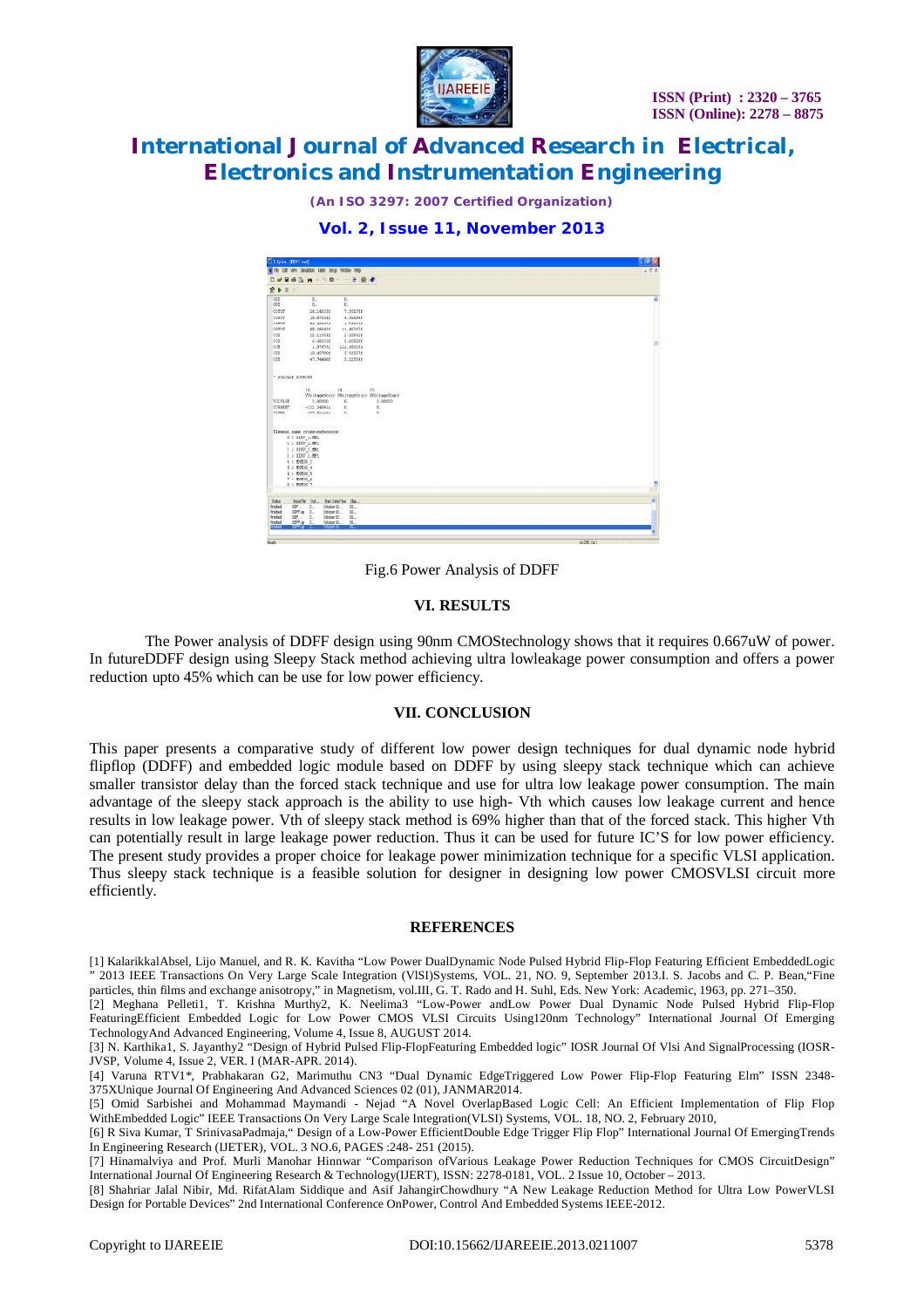Fig.6 Power Analysis of DDFF

## VI. RESULTS

The Power analysis of DDFF design using 90nm CMOStechnology shows that it requires 0.667uW of power. In futureDDFF design using Sleepy Stack method achieving ultra lowleakage power consumption and offers a power reduction upto 45% which can be use for low power efficiency.

## VII. CONCLUSION

This paper presents a comparative study of different low power design techniques for dual dynamic node hybrid flipflop (DDFF) and embedded logic module based on DDFF by using sleepy stack technique which can achieve smaller transistor delay than the forced stack technique and use for ultra low leakage power consumption. The main advantage of the sleepy stack approach is the ability to use high- Vth which causes low leakage current and hence results in low leakage power. Vth of sleepy stack method is 69% higher than that of the forced stack. This higher Vth can potentially result in large leakage power reduction. Thus it can be used for future IC'S for low power efficiency. The present study provides a proper choice for leakage power minimization technique for a specific VLSI application. Thus sleepy stack technique is a feasible solution for designer in designing low power CMOSVLSI circuit more efficiently.

## REFERENCES

[1] KalarikkalAbsel, Lijo Manuel, and R. K. Kavitha "Low Power DualDynamic Node Pulsed Hybrid Flip-Flop Featuring Efficient EmbeddedLogic " 2013 IEEE Transactions On Very Large Scale Integration (VlSI)Systems, VOL. 21, NO. 9, September 2013.I. S. Jacobs and C. P. Bean,"Fine particles, thin films and exchange anisotropy," in Magnetism, vol.III, G. T. Rado and H. Suhl, Eds. New York: Academic, 1963, pp. 271–350.

[2] Meghana Pelleti1, T. Krishna Murthy2, K. Neelima3 "Low-Power andLow Power Dual Dynamic Node Pulsed Hybrid Flip-Flop FeaturingEfficient Embedded Logic for Low Power CMOS VLSI Circuits Using120nm Technology" International Journal Of Emerging TechnologyAnd Advanced Engineering, Volume 4, Issue 8, AUGUST 2014.

[3] N. Karthika1, S. Jayanthy2 "Design of Hybrid Pulsed Flip-FlopFeaturing Embedded logic" IOSR Journal Of Vlsi And SignalProcessing (IOSR-JVSP, Volume 4, Issue 2, VER. I (MAR-APR. 2014).

[4] Varuna RTV1*, Prabhakaran G2, Marimuthu CN3 "Dual Dynamic EdgeTriggered Low Power Flip-Flop Featuring Elm" ISSN 2348-375XUnique Journal Of Engineering And Advanced Sciences 02 (01), JANMAR2014.

[5] Omid Sarbishei and Mohammad Maymandi - Nejad "A Novel OverlapBased Logic Cell: An Efficient Implementation of Flip Flop WithEmbedded Logic" IEEE Transactions On Very Large Scale Integration(VLSI) Systems, VOL. 18, NO. 2, February 2010,

[6] R Siva Kumar, T SrinivasaPadmaja," Design of a Low-Power EfficientDouble Edge Trigger Flip Flop" International Journal Of EmergingTrends In Engineering Research (IJETER), VOL. 3 NO.6, PAGES :248- 251 (2015).

[7] Hinamalviya and Prof. Murli Manohar Hinnwar "Comparison ofVarious Leakage Power Reduction Techniques for CMOS CircuitDesign" International Journal Of Engineering Research & Technology(IJERT), ISSN: 2278-0181, VOL. 2 Issue 10, October – 2013.

[8] Shahriar Jalal Nibir, Md. RifatAlam Siddique and Asif JahangirChowdhury "A New Leakage Reduction Method for Ultra Low PowerVLSI Design for Portable Devices" 2nd International Conference OnPower, Control And Embedded Systems IEEE-2012.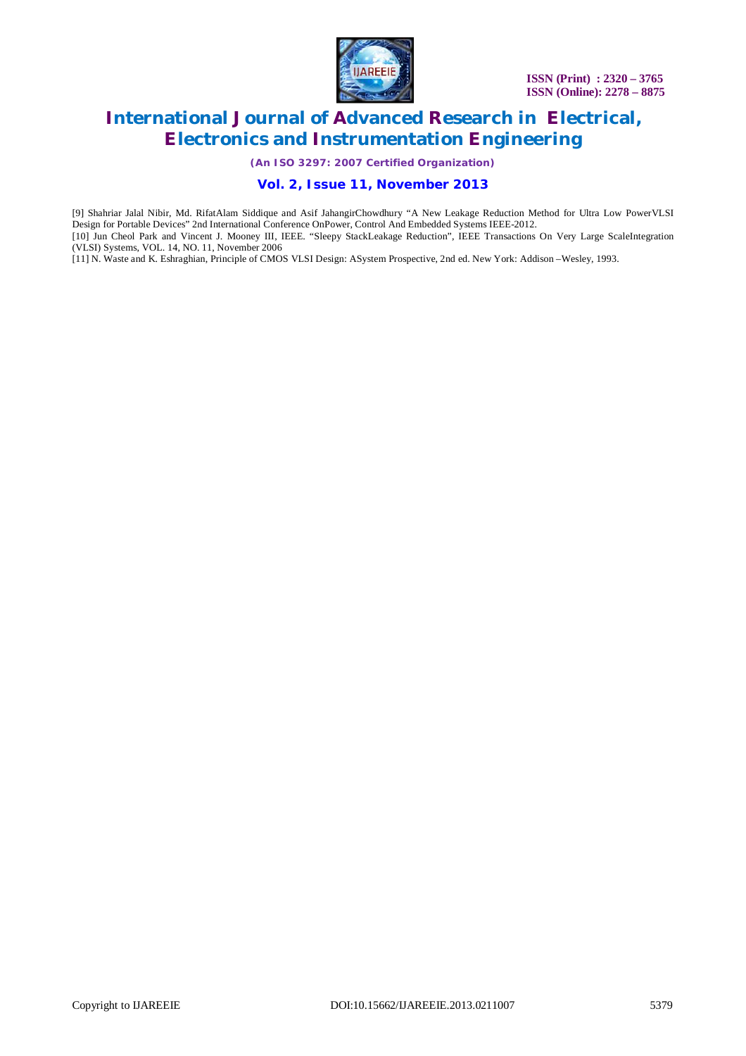[9] Shahriar Jalal Nibir, Md. RifatAlam Siddique and Asif JahangirChowdhury “A New Leakage Reduction Method for Ultra Low PowerVLSI Design for Portable Devices” 2nd International Conference OnPower, Control And Embedded Systems IEEE-2012.

[10] Jun Cheol Park and Vincent J. Mooney III, IEEE. “Sleepy StackLeakage Reduction”, IEEE Transactions On Very Large ScaleIntegration (VLSI) Systems, VOL. 14, NO. 11, November 2006

[11] N. Waste and K. Eshraghian, Principle of CMOS VLSI Design: ASystem Prospective, 2nd ed. New York: Addison –Wesley, 1993.